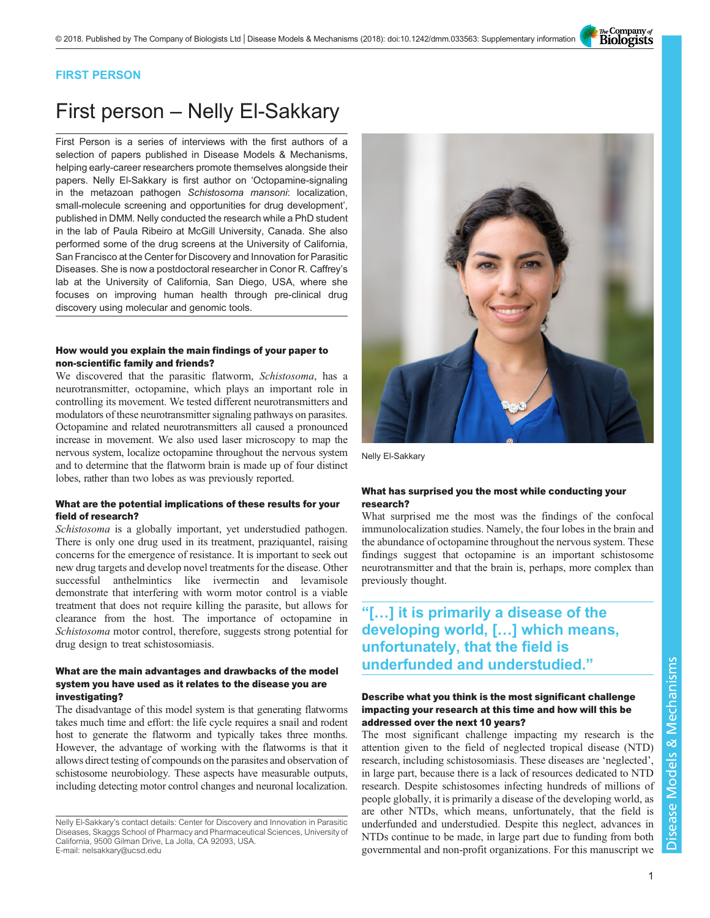FIRST PERSON

# First person – Nelly El-Sakkary

First Person is a series of interviews with the first authors of a selection of papers published in Disease Models & Mechanisms, helping early-career researchers promote themselves alongside their papers. Nelly El-Sakkary is first author on 'Octopamine-signaling in the metazoan pathogen *Schistosoma mansoni*: localization, small-molecule screening and opportunities for drug development', published in DMM. Nelly conducted the research while a PhD student in the lab of Paula Ribeiro at McGill University, Canada. She also performed some of the drug screens at the University of California, San Francisco at the Center for Discovery and Innovation for Parasitic Diseases. She is now a postdoctoral researcher in Conor R. Caffrey's lab at the University of California, San Diego, USA, where she focuses on improving human health through pre-clinical drug discovery using molecular and genomic tools.

Nelly El-Sakkary

### How would you explain the main findings of your paper to non-scientific family and friends?

We discovered that the parasitic flatworm, *Schistosoma*, has a neurotransmitter, octopamine, which plays an important role in controlling its movement. We tested different neurotransmitters and modulators of these neurotransmitter signaling pathways on parasites. Octopamine and related neurotransmitters all caused a pronounced increase in movement. We also used laser microscopy to map the nervous system, localize octopamine throughout the nervous system and to determine that the flatworm brain is made up of four distinct lobes, rather than two lobes as was previously reported.

### What are the potential implications of these results for your field of research?

*Schistosoma* is a globally important, yet understudied pathogen. There is only one drug used in its treatment, praziquantel, raising concerns for the emergence of resistance. It is important to seek out new drug targets and develop novel treatments for the disease. Other successful anthelmintics like ivermectin and levamisole demonstrate that interfering with worm motor control is a viable treatment that does not require killing the parasite, but allows for clearance from the host. The importance of octopamine in *Schistosoma* motor control, therefore, suggests strong potential for drug design to treat schistosomiasis.

### What are the main advantages and drawbacks of the model system you have used as it relates to the disease you are investigating?

The disadvantage of this model system is that generating flatworms takes much time and effort: the life cycle requires a snail and rodent host to generate the flatworm and typically takes three months. However, the advantage of working with the flatworms is that it allows direct testing of compounds on the parasites and observation of schistosome neurobiology. These aspects have measurable outputs, including detecting motor control changes and neuronal localization.

### What has surprised you the most while conducting your research?

What surprised me the most was the findings of the confocal immunolocalization studies. Namely, the four lobes in the brain and the abundance of octopamine throughout the nervous system. These findings suggest that octopamine is an important schistosome neurotransmitter and that the brain is, perhaps, more complex than previously thought.

> "[…] it is primarily a disease of the developing world, […] which means, unfortunately, that the field is underfunded and understudied."

### Describe what you think is the most significant challenge impacting your research at this time and how will this be addressed over the next 10 years?

The most significant challenge impacting my research is the attention given to the field of neglected tropical disease (NTD) research, including schistosomiasis. These diseases are 'neglected', in large part, because there is a lack of resources dedicated to NTD research. Despite schistosomes infecting hundreds of millions of people globally, it is primarily a disease of the developing world, as are other NTDs, which means, unfortunately, that the field is underfunded and understudied. Despite this neglect, advances in NTDs continue to be made, in large part due to funding from both governmental and non-profit organizations. For this manuscript we

Nelly El-Sakkary's contact details: Center for Discovery and Innovation in Parasitic Diseases, Skaggs School of Pharmacy and Pharmaceutical Sciences, University of California, 9500 Gilman Drive, La Jolla, CA 92093, USA.
E-mail: nelsakkary@ucsd.edu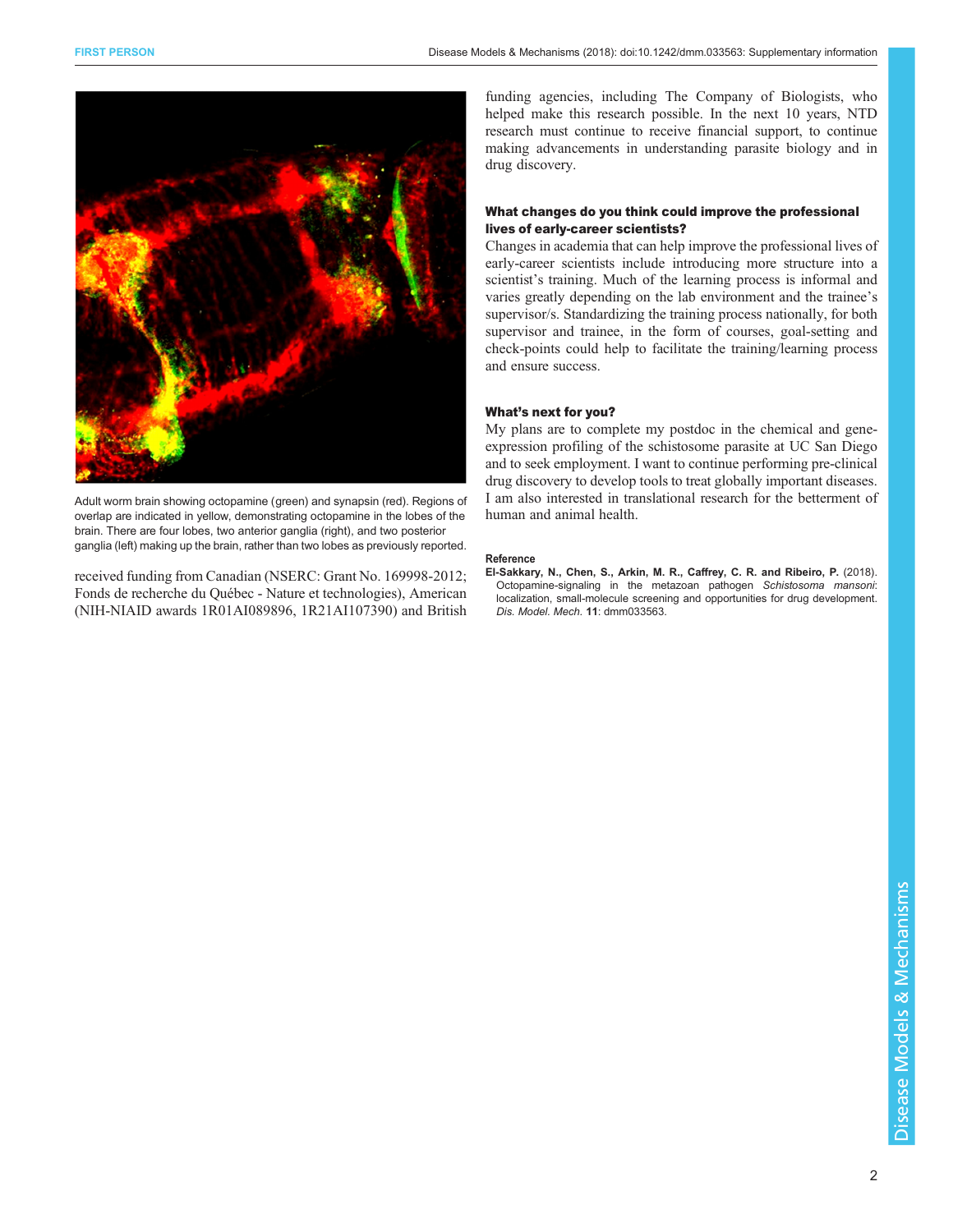Adult worm brain showing octopamine (green) and synapsin (red). Regions of overlap are indicated in yellow, demonstrating octopamine in the lobes of the brain. There are four lobes, two anterior ganglia (right), and two posterior ganglia (left) making up the brain, rather than two lobes as previously reported.

received funding from Canadian (NSERC: Grant No. 169998-2012; Fonds de recherche du Québec - Nature et technologies), American (NIH-NIAID awards 1R01AI089896, 1R21AI107390) and British funding agencies, including The Company of Biologists, who helped make this research possible. In the next 10 years, NTD research must continue to receive financial support, to continue making advancements in understanding parasite biology and in drug discovery.

### What changes do you think could improve the professional lives of early-career scientists?

Changes in academia that can help improve the professional lives of early-career scientists include introducing more structure into a scientist's training. Much of the learning process is informal and varies greatly depending on the lab environment and the trainee's supervisor/s. Standardizing the training process nationally, for both supervisor and trainee, in the form of courses, goal-setting and check-points could help to facilitate the training/learning process and ensure success.

### What's next for you?

My plans are to complete my postdoc in the chemical and gene-expression profiling of the schistosome parasite at UC San Diego and to seek employment. I want to continue performing pre-clinical drug discovery to develop tools to treat globally important diseases. I am also interested in translational research for the betterment of human and animal health.

#### Reference

**El-Sakkary, N., Chen, S., Arkin, M. R., Caffrey, C. R. and Ribeiro, P.** (2018). Octopamine-signaling in the metazoan pathogen *Schistosoma mansoni*: localization, small-molecule screening and opportunities for drug development. *Dis. Model. Mech.* **11**: dmm033563.